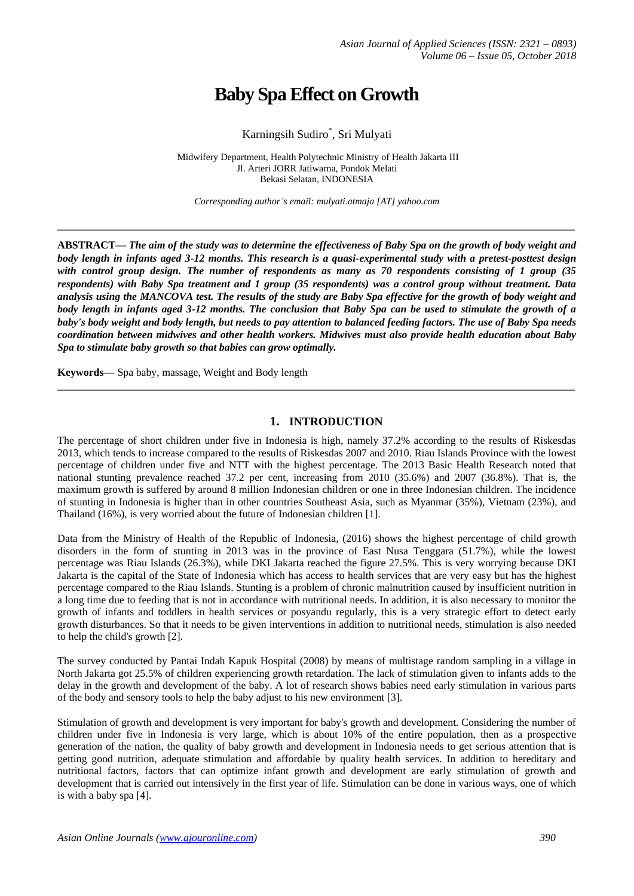# Baby Spa Effect on Growth

Karningsih Sudiro*, Sri Mulyati

Midwifery Department, Health Polytechnic Ministry of Health Jakarta III
Jl. Arteri JORR Jatiwarna, Pondok Melati
Bekasi Selatan, INDONESIA

*Corresponding author's email: mulyati.atmaja [AT] yahoo.com*

---

**ABSTRACT—** ***The aim of the study was to determine the effectiveness of Baby Spa on the growth of body weight and body length in infants aged 3-12 months. This research is a quasi-experimental study with a pretest-posttest design with control group design. The number of respondents as many as 70 respondents consisting of 1 group (35 respondents) with Baby Spa treatment and 1 group (35 respondents) was a control group without treatment. Data analysis using the MANCOVA test. The results of the study are Baby Spa effective for the growth of body weight and body length in infants aged 3-12 months. The conclusion that Baby Spa can be used to stimulate the growth of a baby's body weight and body length, but needs to pay attention to balanced feeding factors. The use of Baby Spa needs coordination between midwives and other health workers. Midwives must also provide health education about Baby Spa to stimulate baby growth so that babies can grow optimally.***

**Keywords—** Spa baby, massage, Weight and Body length

---

## 1. INTRODUCTION

The percentage of short children under five in Indonesia is high, namely 37.2% according to the results of Riskesdas 2013, which tends to increase compared to the results of Riskesdas 2007 and 2010. Riau Islands Province with the lowest percentage of children under five and NTT with the highest percentage. The 2013 Basic Health Research noted that national stunting prevalence reached 37.2 per cent, increasing from 2010 (35.6%) and 2007 (36.8%). That is, the maximum growth is suffered by around 8 million Indonesian children or one in three Indonesian children. The incidence of stunting in Indonesia is higher than in other countries Southeast Asia, such as Myanmar (35%), Vietnam (23%), and Thailand (16%), is very worried about the future of Indonesian children [1].

Data from the Ministry of Health of the Republic of Indonesia, (2016) shows the highest percentage of child growth disorders in the form of stunting in 2013 was in the province of East Nusa Tenggara (51.7%), while the lowest percentage was Riau Islands (26.3%), while DKI Jakarta reached the figure 27.5%. This is very worrying because DKI Jakarta is the capital of the State of Indonesia which has access to health services that are very easy but has the highest percentage compared to the Riau Islands. Stunting is a problem of chronic malnutrition caused by insufficient nutrition in a long time due to feeding that is not in accordance with nutritional needs. In addition, it is also necessary to monitor the growth of infants and toddlers in health services or posyandu regularly, this is a very strategic effort to detect early growth disturbances. So that it needs to be given interventions in addition to nutritional needs, stimulation is also needed to help the child's growth [2].

The survey conducted by Pantai Indah Kapuk Hospital (2008) by means of multistage random sampling in a village in North Jakarta got 25.5% of children experiencing growth retardation. The lack of stimulation given to infants adds to the delay in the growth and development of the baby. A lot of research shows babies need early stimulation in various parts of the body and sensory tools to help the baby adjust to his new environment [3].

Stimulation of growth and development is very important for baby's growth and development. Considering the number of children under five in Indonesia is very large, which is about 10% of the entire population, then as a prospective generation of the nation, the quality of baby growth and development in Indonesia needs to get serious attention that is getting good nutrition, adequate stimulation and affordable by quality health services. In addition to hereditary and nutritional factors, factors that can optimize infant growth and development are early stimulation of growth and development that is carried out intensively in the first year of life. Stimulation can be done in various ways, one of which is with a baby spa [4].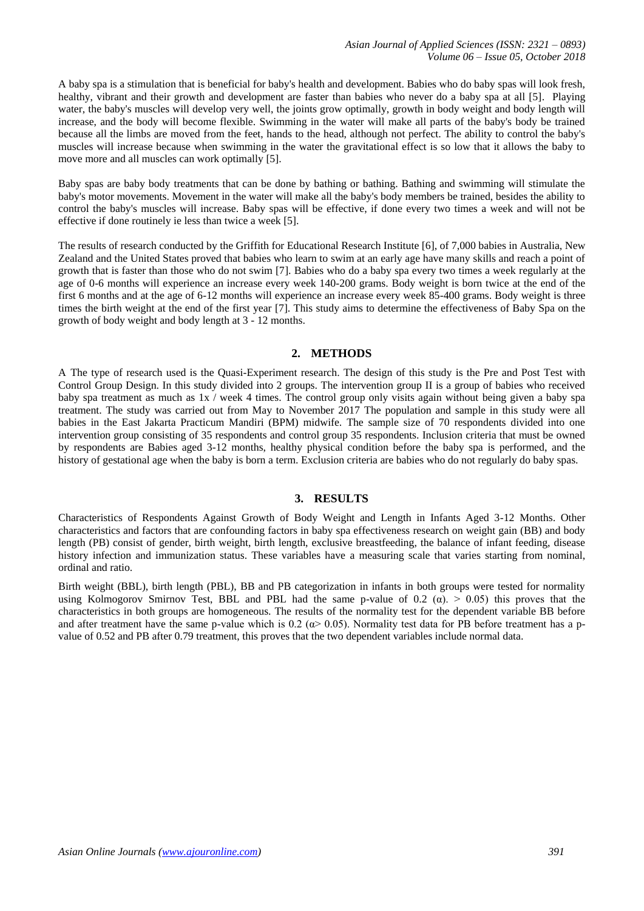A baby spa is a stimulation that is beneficial for baby's health and development. Babies who do baby spas will look fresh, healthy, vibrant and their growth and development are faster than babies who never do a baby spa at all [5]. Playing water, the baby's muscles will develop very well, the joints grow optimally, growth in body weight and body length will increase, and the body will become flexible. Swimming in the water will make all parts of the baby's body be trained because all the limbs are moved from the feet, hands to the head, although not perfect. The ability to control the baby's muscles will increase because when swimming in the water the gravitational effect is so low that it allows the baby to move more and all muscles can work optimally [5].

Baby spas are baby body treatments that can be done by bathing or bathing. Bathing and swimming will stimulate the baby's motor movements. Movement in the water will make all the baby's body members be trained, besides the ability to control the baby's muscles will increase. Baby spas will be effective, if done every two times a week and will not be effective if done routinely ie less than twice a week [5].

The results of research conducted by the Griffith for Educational Research Institute [6], of 7,000 babies in Australia, New Zealand and the United States proved that babies who learn to swim at an early age have many skills and reach a point of growth that is faster than those who do not swim [7]. Babies who do a baby spa every two times a week regularly at the age of 0-6 months will experience an increase every week 140-200 grams. Body weight is born twice at the end of the first 6 months and at the age of 6-12 months will experience an increase every week 85-400 grams. Body weight is three times the birth weight at the end of the first year [7]. This study aims to determine the effectiveness of Baby Spa on the growth of body weight and body length at 3 - 12 months.

## 2. METHODS

A The type of research used is the Quasi-Experiment research. The design of this study is the Pre and Post Test with Control Group Design. In this study divided into 2 groups. The intervention group II is a group of babies who received baby spa treatment as much as 1x / week 4 times. The control group only visits again without being given a baby spa treatment. The study was carried out from May to November 2017 The population and sample in this study were all babies in the East Jakarta Practicum Mandiri (BPM) midwife. The sample size of 70 respondents divided into one intervention group consisting of 35 respondents and control group 35 respondents. Inclusion criteria that must be owned by respondents are Babies aged 3-12 months, healthy physical condition before the baby spa is performed, and the history of gestational age when the baby is born a term. Exclusion criteria are babies who do not regularly do baby spas.

## 3. RESULTS

Characteristics of Respondents Against Growth of Body Weight and Length in Infants Aged 3-12 Months. Other characteristics and factors that are confounding factors in baby spa effectiveness research on weight gain (BB) and body length (PB) consist of gender, birth weight, birth length, exclusive breastfeeding, the balance of infant feeding, disease history infection and immunization status. These variables have a measuring scale that varies starting from nominal, ordinal and ratio.

Birth weight (BBL), birth length (PBL), BB and PB categorization in infants in both groups were tested for normality using Kolmogorov Smirnov Test, BBL and PBL had the same p-value of 0.2 ($\alpha$). $> 0.05$) this proves that the characteristics in both groups are homogeneous. The results of the normality test for the dependent variable BB before and after treatment have the same p-value which is 0.2 ($\alpha > 0.05$). Normality test data for PB before treatment has a p-value of 0.52 and PB after 0.79 treatment, this proves that the two dependent variables include normal data.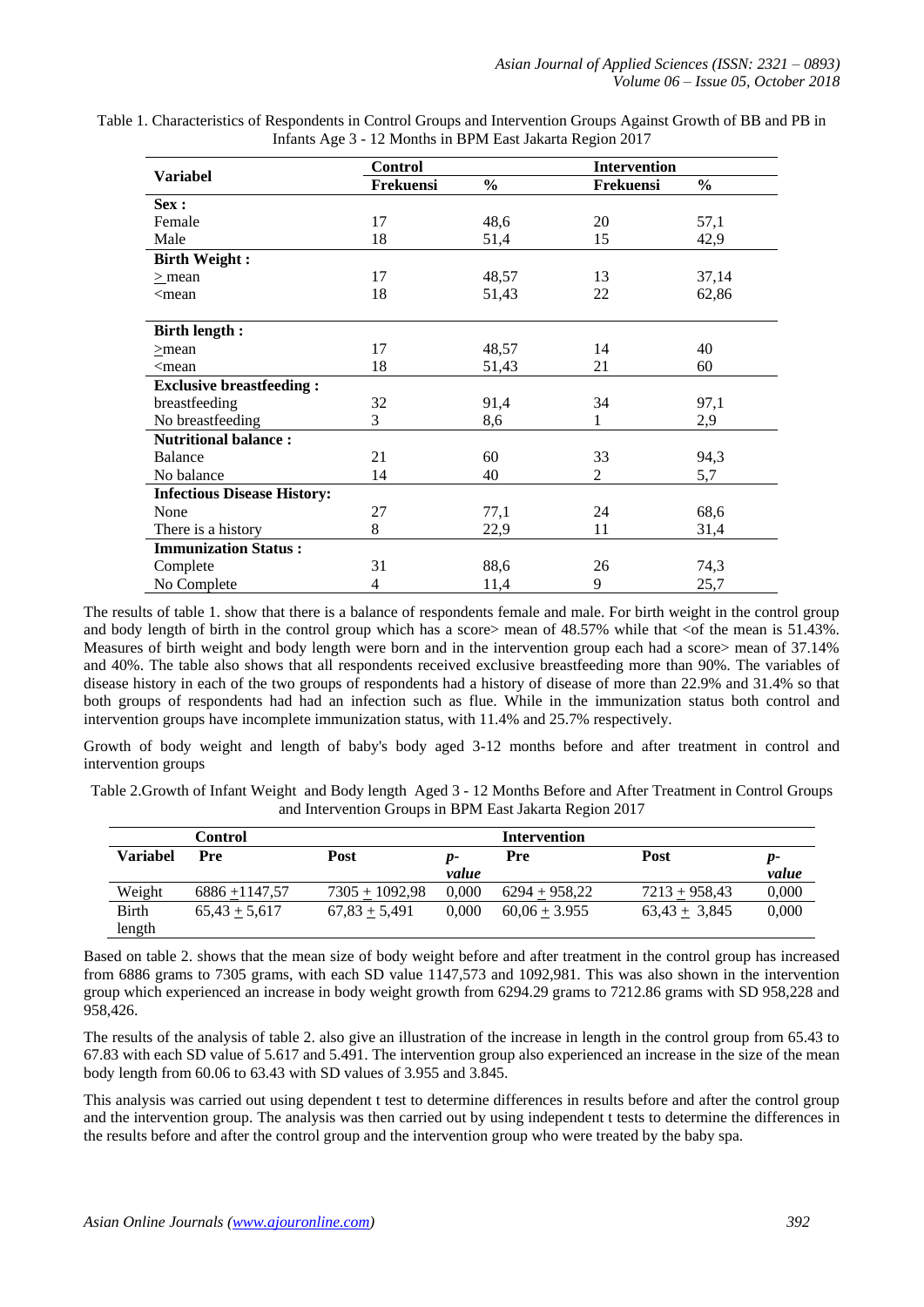Table 1. Characteristics of Respondents in Control Groups and Intervention Groups Against Growth of BB and PB in Infants Age 3 - 12 Months in BPM East Jakarta Region 2017

| Variabel | Control | | Intervention | |
|---|---|---|---|---|
| | Frekuensi | % | Frekuensi | % |
| **Sex :** | | | | |
| Female | 17 | 48,6 | 20 | 57,1 |
| Male | 18 | 51,4 | 15 | 42,9 |
| **Birth Weight :** | | | | |
| $\geq$ mean | 17 | 48,57 | 13 | 37,14 |
| <mean | 18 | 51,43 | 22 | 62,86 |
| **Birth length :** | | | | |
| $\geq$mean | 17 | 48,57 | 14 | 40 |
| <mean | 18 | 51,43 | 21 | 60 |
| **Exclusive breastfeeding :** | | | | |
| breastfeeding | 32 | 91,4 | 34 | 97,1 |
| No breastfeeding | 3 | 8,6 | 1 | 2,9 |
| **Nutritional balance :** | | | | |
| Balance | 21 | 60 | 33 | 94,3 |
| No balance | 14 | 40 | 2 | 5,7 |
| **Infectious Disease History:** | | | | |
| None | 27 | 77,1 | 24 | 68,6 |
| There is a history | 8 | 22,9 | 11 | 31,4 |
| **Immunization Status :** | | | | |
| Complete | 31 | 88,6 | 26 | 74,3 |
| No Complete | 4 | 11,4 | 9 | 25,7 |

The results of table 1. show that there is a balance of respondents female and male. For birth weight in the control group and body length of birth in the control group which has a score> mean of 48.57% while that <of the mean is 51.43%. Measures of birth weight and body length were born and in the intervention group each had a score> mean of 37.14% and 40%. The table also shows that all respondents received exclusive breastfeeding more than 90%. The variables of disease history in each of the two groups of respondents had a history of disease of more than 22.9% and 31.4% so that both groups of respondents had had an infection such as flue. While in the immunization status both control and intervention groups have incomplete immunization status, with 11.4% and 25.7% respectively.

Growth of body weight and length of baby's body aged 3-12 months before and after treatment in control and intervention groups

Table 2.Growth of Infant Weight and Body length Aged 3 - 12 Months Before and After Treatment in Control Groups and Intervention Groups in BPM East Jakarta Region 2017

| Variabel | Control | | | Intervention | | |
|---|---|---|---|---|---|---|
| | Pre | Post | *p-value* | Pre | Post | *p-value* |
| Weight | 6886 $\pm$1147,57 | 7305 $\pm$ 1092,98 | 0,000 | 6294 $\pm$ 958,22 | 7213 $\pm$ 958,43 | 0,000 |
| Birth length | 65,43 $\pm$ 5,617 | 67,83 $\pm$ 5,491 | 0,000 | 60,06 $\pm$ 3.955 | 63,43 $\pm$ 3,845 | 0,000 |

Based on table 2. shows that the mean size of body weight before and after treatment in the control group has increased from 6886 grams to 7305 grams, with each SD value 1147,573 and 1092,981. This was also shown in the intervention group which experienced an increase in body weight growth from 6294.29 grams to 7212.86 grams with SD 958,228 and 958,426.

The results of the analysis of table 2. also give an illustration of the increase in length in the control group from 65.43 to 67.83 with each SD value of 5.617 and 5.491. The intervention group also experienced an increase in the size of the mean body length from 60.06 to 63.43 with SD values of 3.955 and 3.845.

This analysis was carried out using dependent t test to determine differences in results before and after the control group and the intervention group. The analysis was then carried out by using independent t tests to determine the differences in the results before and after the control group and the intervention group who were treated by the baby spa.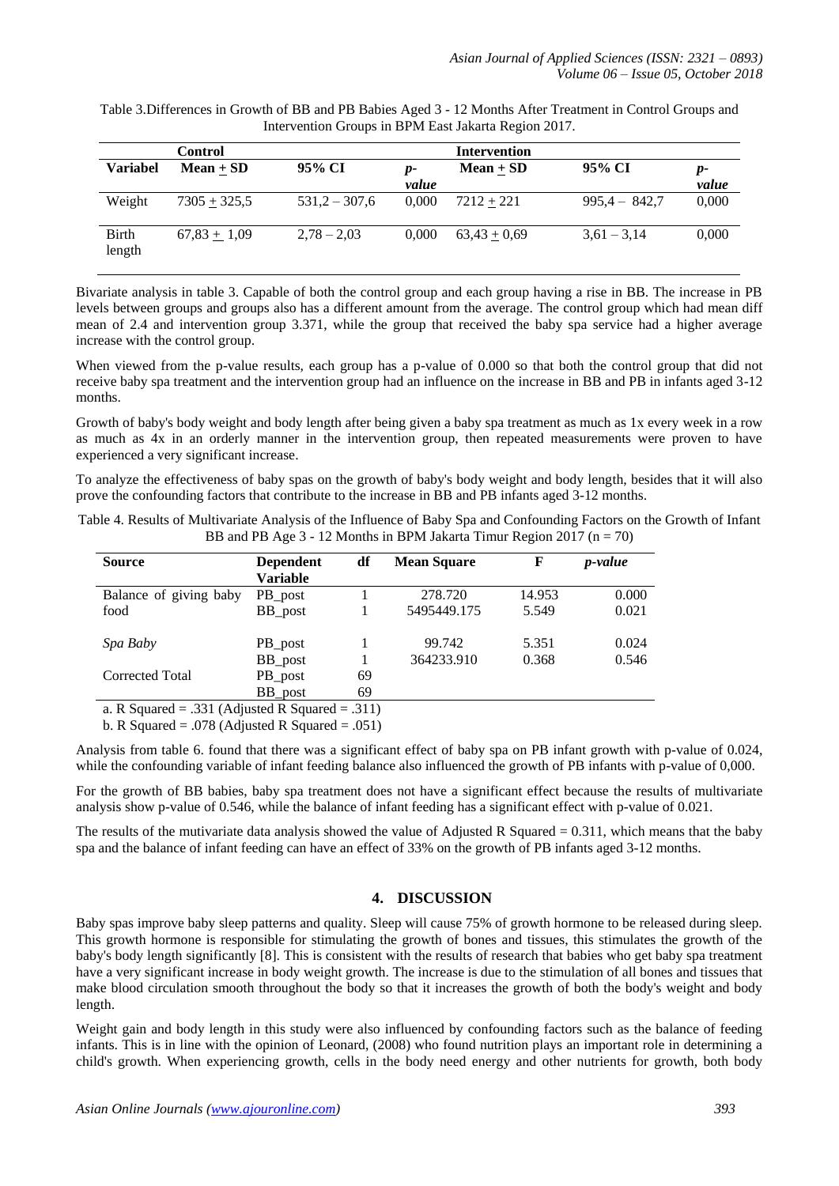Table 3.Differences in Growth of BB and PB Babies Aged 3 - 12 Months After Treatment in Control Groups and Intervention Groups in BPM East Jakarta Region 2017.

| | **Control** | | | **Intervention** | | |
|---|---|---|---|---|---|---|
| **Variabel** | **Mean + SD** | **95% CI** | ***p*-*value*** | **Mean + SD** | **95% CI** | ***p*-*value*** |
| Weight | 7305 + 325,5 | 531,2 – 307,6 | 0,000 | 7212 + 221 | 995,4 – 842,7 | 0,000 |
| Birth length | 67,83 + 1,09 | 2,78 – 2,03 | 0,000 | 63,43 + 0,69 | 3,61 – 3,14 | 0,000 |

Bivariate analysis in table 3. Capable of both the control group and each group having a rise in BB. The increase in PB levels between groups and groups also has a different amount from the average. The control group which had mean diff mean of 2.4 and intervention group 3.371, while the group that received the baby spa service had a higher average increase with the control group.

When viewed from the p-value results, each group has a p-value of 0.000 so that both the control group that did not receive baby spa treatment and the intervention group had an influence on the increase in BB and PB in infants aged 3-12 months.

Growth of baby's body weight and body length after being given a baby spa treatment as much as 1x every week in a row as much as 4x in an orderly manner in the intervention group, then repeated measurements were proven to have experienced a very significant increase.

To analyze the effectiveness of baby spas on the growth of baby's body weight and body length, besides that it will also prove the confounding factors that contribute to the increase in BB and PB infants aged 3-12 months.

Table 4. Results of Multivariate Analysis of the Influence of Baby Spa and Confounding Factors on the Growth of Infant BB and PB Age 3 - 12 Months in BPM Jakarta Timur Region 2017 (n = 70)

| **Source** | **Dependent Variable** | **df** | **Mean Square** | **F** | ***p-value*** |
|---|---|---|---|---|---|
| Balance of giving baby food | PB_post | 1 | 278.720 | 14.953 | 0.000 |
| | BB_post | 1 | 5495449.175 | 5.549 | 0.021 |
| *Spa Baby* | PB_post | 1 | 99.742 | 5.351 | 0.024 |
| | BB_post | 1 | 364233.910 | 0.368 | 0.546 |
| Corrected Total | PB_post | 69 | | | |
| | BB_post | 69 | | | |

a. R Squared = .331 (Adjusted R Squared = .311)

b. R Squared = .078 (Adjusted R Squared = .051)

Analysis from table 6. found that there was a significant effect of baby spa on PB infant growth with p-value of 0.024, while the confounding variable of infant feeding balance also influenced the growth of PB infants with p-value of 0,000.

For the growth of BB babies, baby spa treatment does not have a significant effect because the results of multivariate analysis show p-value of 0.546, while the balance of infant feeding has a significant effect with p-value of 0.021.

The results of the mutivariate data analysis showed the value of Adjusted R Squared = 0.311, which means that the baby spa and the balance of infant feeding can have an effect of 33% on the growth of PB infants aged 3-12 months.

## 4. DISCUSSION

Baby spas improve baby sleep patterns and quality. Sleep will cause 75% of growth hormone to be released during sleep. This growth hormone is responsible for stimulating the growth of bones and tissues, this stimulates the growth of the baby's body length significantly [8]. This is consistent with the results of research that babies who get baby spa treatment have a very significant increase in body weight growth. The increase is due to the stimulation of all bones and tissues that make blood circulation smooth throughout the body so that it increases the growth of both the body's weight and body length.

Weight gain and body length in this study were also influenced by confounding factors such as the balance of feeding infants. This is in line with the opinion of Leonard, (2008) who found nutrition plays an important role in determining a child's growth. When experiencing growth, cells in the body need energy and other nutrients for growth, both body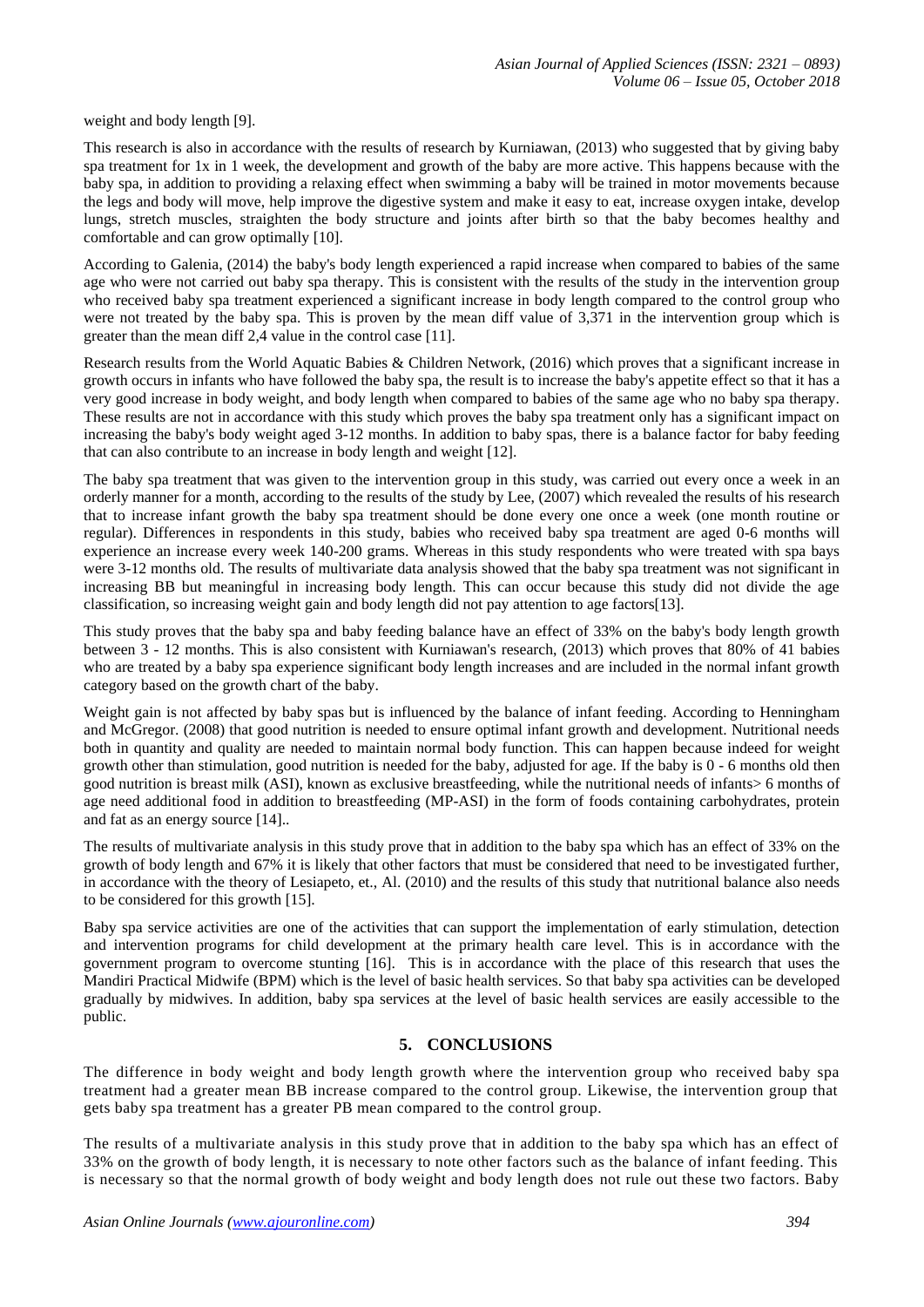weight and body length [9].

This research is also in accordance with the results of research by Kurniawan, (2013) who suggested that by giving baby spa treatment for 1x in 1 week, the development and growth of the baby are more active. This happens because with the baby spa, in addition to providing a relaxing effect when swimming a baby will be trained in motor movements because the legs and body will move, help improve the digestive system and make it easy to eat, increase oxygen intake, develop lungs, stretch muscles, straighten the body structure and joints after birth so that the baby becomes healthy and comfortable and can grow optimally [10].

According to Galenia, (2014) the baby's body length experienced a rapid increase when compared to babies of the same age who were not carried out baby spa therapy. This is consistent with the results of the study in the intervention group who received baby spa treatment experienced a significant increase in body length compared to the control group who were not treated by the baby spa. This is proven by the mean diff value of 3,371 in the intervention group which is greater than the mean diff 2,4 value in the control case [11].

Research results from the World Aquatic Babies & Children Network, (2016) which proves that a significant increase in growth occurs in infants who have followed the baby spa, the result is to increase the baby's appetite effect so that it has a very good increase in body weight, and body length when compared to babies of the same age who no baby spa therapy. These results are not in accordance with this study which proves the baby spa treatment only has a significant impact on increasing the baby's body weight aged 3-12 months. In addition to baby spas, there is a balance factor for baby feeding that can also contribute to an increase in body length and weight [12].

The baby spa treatment that was given to the intervention group in this study, was carried out every once a week in an orderly manner for a month, according to the results of the study by Lee, (2007) which revealed the results of his research that to increase infant growth the baby spa treatment should be done every one once a week (one month routine or regular). Differences in respondents in this study, babies who received baby spa treatment are aged 0-6 months will experience an increase every week 140-200 grams. Whereas in this study respondents who were treated with spa bays were 3-12 months old. The results of multivariate data analysis showed that the baby spa treatment was not significant in increasing BB but meaningful in increasing body length. This can occur because this study did not divide the age classification, so increasing weight gain and body length did not pay attention to age factors[13].

This study proves that the baby spa and baby feeding balance have an effect of 33% on the baby's body length growth between 3 - 12 months. This is also consistent with Kurniawan's research, (2013) which proves that 80% of 41 babies who are treated by a baby spa experience significant body length increases and are included in the normal infant growth category based on the growth chart of the baby.

Weight gain is not affected by baby spas but is influenced by the balance of infant feeding. According to Henningham and McGregor. (2008) that good nutrition is needed to ensure optimal infant growth and development. Nutritional needs both in quantity and quality are needed to maintain normal body function. This can happen because indeed for weight growth other than stimulation, good nutrition is needed for the baby, adjusted for age. If the baby is 0 - 6 months old then good nutrition is breast milk (ASI), known as exclusive breastfeeding, while the nutritional needs of infants> 6 months of age need additional food in addition to breastfeeding (MP-ASI) in the form of foods containing carbohydrates, protein and fat as an energy source [14]..

The results of multivariate analysis in this study prove that in addition to the baby spa which has an effect of 33% on the growth of body length and 67% it is likely that other factors that must be considered that need to be investigated further, in accordance with the theory of Lesiapeto, et., Al. (2010) and the results of this study that nutritional balance also needs to be considered for this growth [15].

Baby spa service activities are one of the activities that can support the implementation of early stimulation, detection and intervention programs for child development at the primary health care level. This is in accordance with the government program to overcome stunting [16]. This is in accordance with the place of this research that uses the Mandiri Practical Midwife (BPM) which is the level of basic health services. So that baby spa activities can be developed gradually by midwives. In addition, baby spa services at the level of basic health services are easily accessible to the public.

## 5. CONCLUSIONS

The difference in body weight and body length growth where the intervention group who received baby spa treatment had a greater mean BB increase compared to the control group. Likewise, the intervention group that gets baby spa treatment has a greater PB mean compared to the control group.

The results of a multivariate analysis in this study prove that in addition to the baby spa which has an effect of 33% on the growth of body length, it is necessary to note other factors such as the balance of infant feeding. This is necessary so that the normal growth of body weight and body length does not rule out these two factors. Baby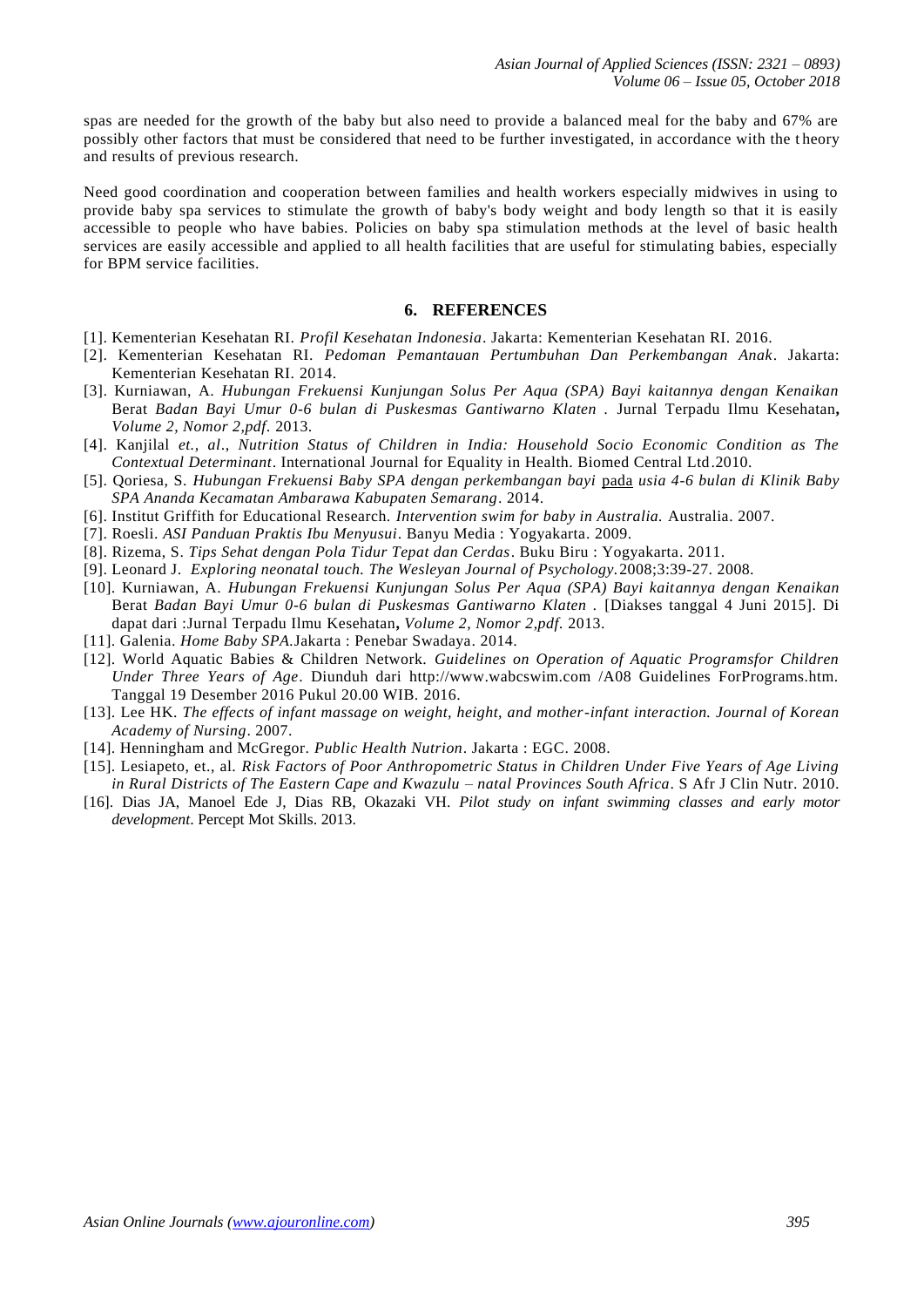spas are needed for the growth of the baby but also need to provide a balanced meal for the baby and 67% are possibly other factors that must be considered that need to be further investigated, in accordance with the theory and results of previous research.

Need good coordination and cooperation between families and health workers especially midwives in using to provide baby spa services to stimulate the growth of baby's body weight and body length so that it is easily accessible to people who have babies. Policies on baby spa stimulation methods at the level of basic health services are easily accessible and applied to all health facilities that are useful for stimulating babies, especially for BPM service facilities.

## 6. REFERENCES

[1]. Kementerian Kesehatan RI. *Profil Kesehatan Indonesia*. Jakarta: Kementerian Kesehatan RI. 2016.

[2]. Kementerian Kesehatan RI. *Pedoman Pemantauan Pertumbuhan Dan Perkembangan Anak*. Jakarta: Kementerian Kesehatan RI. 2014.

[3]. Kurniawan, A. *Hubungan Frekuensi Kunjungan Solus Per Aqua (SPA) Bayi kaitannya dengan Kenaikan* Berat *Badan Bayi Umur 0-6 bulan di Puskesmas Gantiwarno Klaten* . Jurnal Terpadu Ilmu Kesehatan**,** *Volume 2, Nomor 2,pdf.* 2013.

[4]. Kanjilal *et., al., Nutrition Status of Children in India: Household Socio Economic Condition as The Contextual Determinant*. International Journal for Equality in Health. Biomed Central Ltd.2010.

[5]. Qoriesa, S. *Hubungan Frekuensi Baby SPA dengan perkembangan bayi* pada *usia 4-6 bulan di Klinik Baby SPA Ananda Kecamatan Ambarawa Kabupaten Semarang*. 2014.

[6]. Institut Griffith for Educational Research. *Intervention swim for baby in Australia.* Australia. 2007.

[7]. Roesli. *ASI Panduan Praktis Ibu Menyusui*. Banyu Media : Yogyakarta. 2009.

[8]. Rizema, S. *Tips Sehat dengan Pola Tidur Tepat dan Cerdas*. Buku Biru : Yogyakarta. 2011.

[9]. Leonard J. *Exploring neonatal touch. The Wesleyan Journal of Psychology.*2008;3:39-27. 2008.

[10]. Kurniawan, A. *Hubungan Frekuensi Kunjungan Solus Per Aqua (SPA) Bayi kaitannya dengan Kenaikan* Berat *Badan Bayi Umur 0-6 bulan di Puskesmas Gantiwarno Klaten* . [Diakses tanggal 4 Juni 2015]. Di dapat dari :Jurnal Terpadu Ilmu Kesehatan**,** *Volume 2, Nomor 2,pdf.* 2013.

[11]. Galenia. *Home Baby SPA.*Jakarta : Penebar Swadaya. 2014.

[12]. World Aquatic Babies & Children Network. *Guidelines on Operation of Aquatic Programsfor Children Under Three Years of Age*. Diunduh dari http://www.wabcswim.com /A08 Guidelines ForPrograms.htm. Tanggal 19 Desember 2016 Pukul 20.00 WIB. 2016.

[13]. Lee HK. *The effects of infant massage on weight, height, and mother-infant interaction. Journal of Korean Academy of Nursing*. 2007.

[14]. Henningham and McGregor. *Public Health Nutrion*. Jakarta : EGC. 2008.

[15]. Lesiapeto, et., al. *Risk Factors of Poor Anthropometric Status in Children Under Five Years of Age Living in Rural Districts of The Eastern Cape and Kwazulu – natal Provinces South Africa*. S Afr J Clin Nutr. 2010.

[16]. Dias JA, Manoel Ede J, Dias RB, Okazaki VH. *Pilot study on infant swimming classes and early motor development*. Percept Mot Skills. 2013.